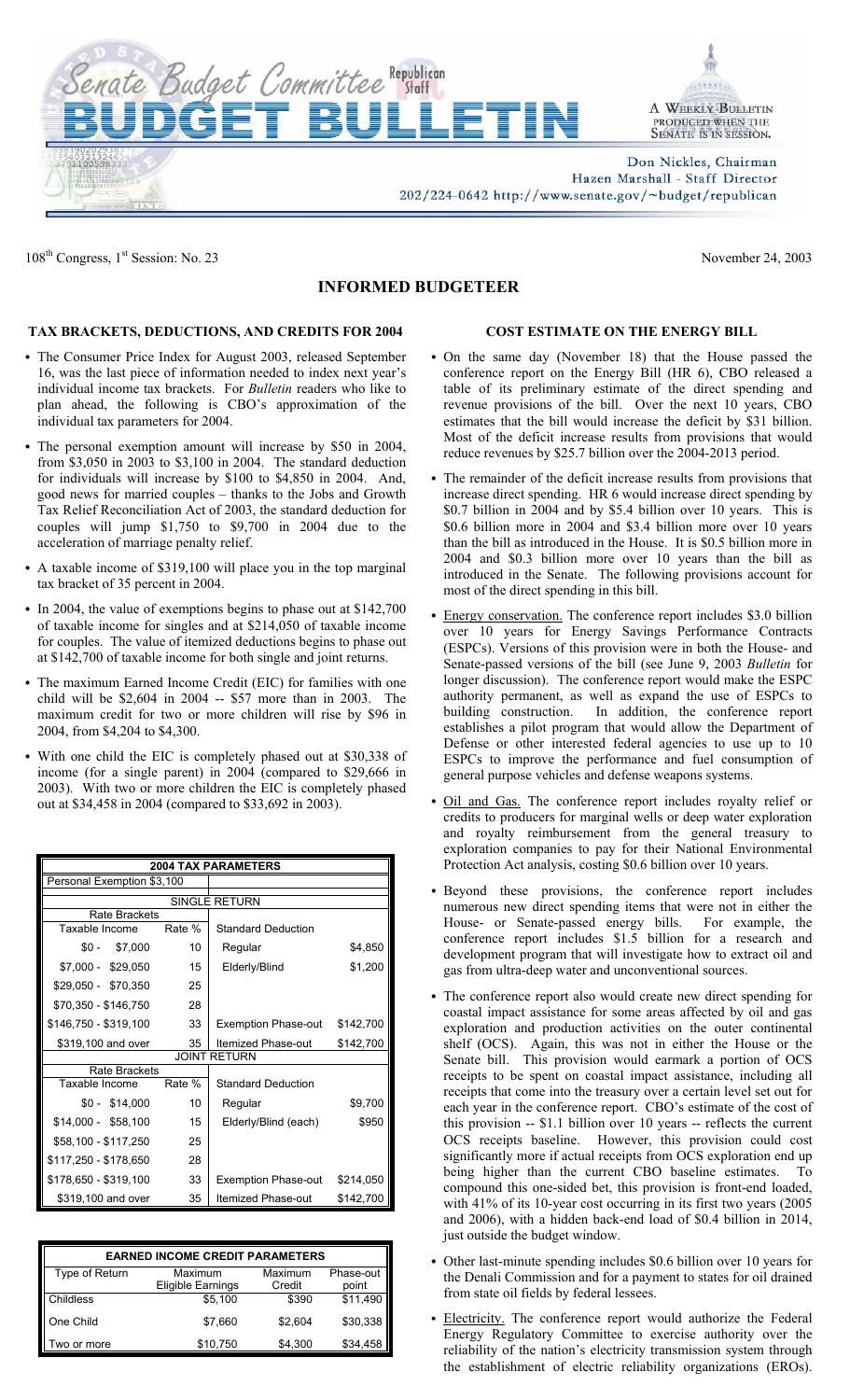# Senate Budget Committee Republican Staff BUDGET BULLETIN

A WEEKLY BULLETIN PRODUCED WHEN THE SENATE IS IN SESSION.

Don Nickles, Chairman
Hazen Marshall - Staff Director
202/224-0642 http://www.senate.gov/~budget/republican

108th Congress, 1st Session: No. 23

November 24, 2003

## INFORMED BUDGETEER

### TAX BRACKETS, DEDUCTIONS, AND CREDITS FOR 2004

- The Consumer Price Index for August 2003, released September 16, was the last piece of information needed to index next year's individual income tax brackets. For *Bulletin* readers who like to plan ahead, the following is CBO's approximation of the individual tax parameters for 2004.
- The personal exemption amount will increase by $50 in 2004, from $3,050 in 2003 to $3,100 in 2004. The standard deduction for individuals will increase by $100 to $4,850 in 2004. And, good news for married couples – thanks to the Jobs and Growth Tax Relief Reconciliation Act of 2003, the standard deduction for couples will jump $1,750 to $9,700 in 2004 due to the acceleration of marriage penalty relief.
- A taxable income of $319,100 will place you in the top marginal tax bracket of 35 percent in 2004.
- In 2004, the value of exemptions begins to phase out at $142,700 of taxable income for singles and at $214,050 of taxable income for couples. The value of itemized deductions begins to phase out at $142,700 of taxable income for both single and joint returns.
- The maximum Earned Income Credit (EIC) for families with one child will be $2,604 in 2004 -- $57 more than in 2003. The maximum credit for two or more children will rise by $96 in 2004, from $4,204 to $4,300.
- With one child the EIC is completely phased out at $30,338 of income (for a single parent) in 2004 (compared to $29,666 in 2003). With two or more children the EIC is completely phased out at $34,458 in 2004 (compared to $33,692 in 2003).

| 2004 TAX PARAMETERS | | | |
|---|---|---|---|
| Personal Exemption $3,100 | | | |
| SINGLE RETURN | | | |
| Rate Brackets | | | |
| Taxable Income | Rate % | Standard Deduction | |
| $0 - $7,000 | 10 | Regular | $4,850 |
| $7,000 - $29,050 | 15 | Elderly/Blind | $1,200 |
| $29,050 - $70,350 | 25 | | |
| $70,350 - $146,750 | 28 | | |
| $146,750 - $319,100 | 33 | Exemption Phase-out | $142,700 |
| $319,100 and over | 35 | Itemized Phase-out | $142,700 |
| JOINT RETURN | | | |
| Rate Brackets | | | |
| Taxable Income | Rate % | Standard Deduction | |
| $0 - $14,000 | 10 | Regular | $9,700 |
| $14,000 - $58,100 | 15 | Elderly/Blind (each) | $950 |
| $58,100 - $117,250 | 25 | | |
| $117,250 - $178,650 | 28 | | |
| $178,650 - $319,100 | 33 | Exemption Phase-out | $214,050 |
| $319,100 and over | 35 | Itemized Phase-out | $142,700 |

| EARNED INCOME CREDIT PARAMETERS | | | |
|---|---|---|---|
| Type of Return | Maximum Eligible Earnings | Maximum Credit | Phase-out point |
| Childless | $5,100 | $390 | $11,490 |
| One Child | $7,660 | $2,604 | $30,338 |
| Two or more | $10,750 | $4,300 | $34,458 |

### COST ESTIMATE ON THE ENERGY BILL

- On the same day (November 18) that the House passed the conference report on the Energy Bill (HR 6), CBO released a table of its preliminary estimate of the direct spending and revenue provisions of the bill. Over the next 10 years, CBO estimates that the bill would increase the deficit by $31 billion. Most of the deficit increase results from provisions that would reduce revenues by $25.7 billion over the 2004-2013 period.
- The remainder of the deficit increase results from provisions that increase direct spending. HR 6 would increase direct spending by $0.7 billion in 2004 and by $5.4 billion over 10 years. This is $0.6 billion more in 2004 and $3.4 billion more over 10 years than the bill as introduced in the House. It is $0.5 billion more in 2004 and $0.3 billion more over 10 years than the bill as introduced in the Senate. The following provisions account for most of the direct spending in this bill.
- Energy conservation. The conference report includes $3.0 billion over 10 years for Energy Savings Performance Contracts (ESPCs). Versions of this provision were in both the House- and Senate-passed versions of the bill (see June 9, 2003 *Bulletin* for longer discussion). The conference report would make the ESPC authority permanent, as well as expand the use of ESPCs to building construction. In addition, the conference report establishes a pilot program that would allow the Department of Defense or other interested federal agencies to use up to 10 ESPCs to improve the performance and fuel consumption of general purpose vehicles and defense weapons systems.
- Oil and Gas. The conference report includes royalty relief or credits to producers for marginal wells or deep water exploration and royalty reimbursement from the general treasury to exploration companies to pay for their National Environmental Protection Act analysis, costing $0.6 billion over 10 years.
- Beyond these provisions, the conference report includes numerous new direct spending items that were not in either the House- or Senate-passed energy bills. For example, the conference report includes $1.5 billion for a research and development program that will investigate how to extract oil and gas from ultra-deep water and unconventional sources.
- The conference report also would create new direct spending for coastal impact assistance for some areas affected by oil and gas exploration and production activities on the outer continental shelf (OCS). Again, this was not in either the House or the Senate bill. This provision would earmark a portion of OCS receipts to be spent on coastal impact assistance, including all receipts that come into the treasury over a certain level set out for each year in the conference report. CBO's estimate of the cost of this provision -- $1.1 billion over 10 years -- reflects the current OCS receipts baseline. However, this provision could cost significantly more if actual receipts from OCS exploration end up being higher than the current CBO baseline estimates. To compound this one-sided bet, this provision is front-end loaded, with 41% of its 10-year cost occurring in its first two years (2005 and 2006), with a hidden back-end load of $0.4 billion in 2014, just outside the budget window.
- Other last-minute spending includes $0.6 billion over 10 years for the Denali Commission and for a payment to states for oil drained from state oil fields by federal lessees.
- Electricity. The conference report would authorize the Federal Energy Regulatory Committee to exercise authority over the reliability of the nation's electricity transmission system through the establishment of electric reliability organizations (EROs).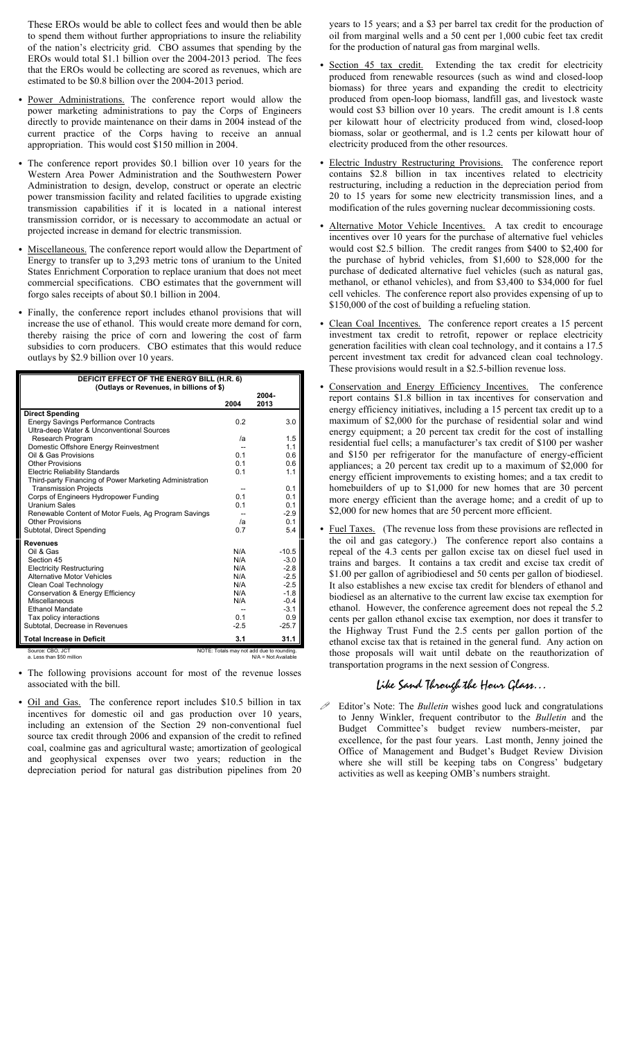These EROs would be able to collect fees and would then be able to spend them without further appropriations to insure the reliability of the nation's electricity grid. CBO assumes that spending by the EROs would total $1.1 billion over the 2004-2013 period. The fees that the EROs would be collecting are scored as revenues, which are estimated to be $0.8 billion over the 2004-2013 period.

- Power Administrations. The conference report would allow the power marketing administrations to pay the Corps of Engineers directly to provide maintenance on their dams in 2004 instead of the current practice of the Corps having to receive an annual appropriation. This would cost $150 million in 2004.

- The conference report provides $0.1 billion over 10 years for the Western Area Power Administration and the Southwestern Power Administration to design, develop, construct or operate an electric power transmission facility and related facilities to upgrade existing transmission capabilities if it is located in a national interest transmission corridor, or is necessary to accommodate an actual or projected increase in demand for electric transmission.

- Miscellaneous. The conference report would allow the Department of Energy to transfer up to 3,293 metric tons of uranium to the United States Enrichment Corporation to replace uranium that does not meet commercial specifications. CBO estimates that the government will forgo sales receipts of about $0.1 billion in 2004.

- Finally, the conference report includes ethanol provisions that will increase the use of ethanol. This would create more demand for corn, thereby raising the price of corn and lowering the cost of farm subsidies to corn producers. CBO estimates that this would reduce outlays by $2.9 billion over 10 years.

**DEFICIT EFFECT OF THE ENERGY BILL (H.R. 6)**
**(Outlays or Revenues, in billions of $)**

| | 2004 | 2004-2013 |
|---|---|---|
| **Direct Spending** | | |
| Energy Savings Performance Contracts | 0.2 | 3.0 |
| Ultra-deep Water & Unconventional Sources Research Program | /a | 1.5 |
| Domestic Offshore Energy Reinvestment | -- | 1.1 |
| Oil & Gas Provisions | 0.1 | 0.6 |
| Other Provisions | 0.1 | 0.6 |
| Electric Reliability Standards | 0.1 | 1.1 |
| Third-party Financing of Power Marketing Administration Transmission Projects | -- | 0.1 |
| Corps of Engineers Hydropower Funding | 0.1 | 0.1 |
| Uranium Sales | 0.1 | 0.1 |
| Renewable Content of Motor Fuels, Ag Program Savings | -- | -2.9 |
| Other Provisions | /a | 0.1 |
| Subtotal, Direct Spending | 0.7 | 5.4 |
| **Revenues** | | |
| Oil & Gas | N/A | -10.5 |
| Section 45 | N/A | -3.0 |
| Electricity Restructuring | N/A | -2.8 |
| Alternative Motor Vehicles | N/A | -2.5 |
| Clean Coal Technology | N/A | -2.5 |
| Conservation & Energy Efficiency | N/A | -1.8 |
| Miscellaneous | N/A | -0.4 |
| Ethanol Mandate | -- | -3.1 |
| Tax policy interactions | 0.1 | 0.9 |
| Subtotal, Decrease in Revenues | -2.5 | -25.7 |
| **Total Increase in Deficit** | 3.1 | 31.1 |

Source: CBO, JCT
a. Less than $50 million
NOTE: Totals may not add due to rounding.
N/A = Not Available

- The following provisions account for most of the revenue losses associated with the bill.

- Oil and Gas. The conference report includes $10.5 billion in tax incentives for domestic oil and gas production over 10 years, including an extension of the Section 29 non-conventional fuel source tax credit through 2006 and expansion of the credit to refined coal, coalmine gas and agricultural waste; amortization of geological and geophysical expenses over two years; reduction in the depreciation period for natural gas distribution pipelines from 20 years to 15 years; and a $3 per barrel tax credit for the production of oil from marginal wells and a 50 cent per 1,000 cubic feet tax credit for the production of natural gas from marginal wells.

- Section 45 tax credit. Extending the tax credit for electricity produced from renewable resources (such as wind and closed-loop biomass) for three years and expanding the credit to electricity produced from open-loop biomass, landfill gas, and livestock waste would cost $3 billion over 10 years. The credit amount is 1.8 cents per kilowatt hour of electricity produced from wind, closed-loop biomass, solar or geothermal, and is 1.2 cents per kilowatt hour of electricity produced from the other resources.

- Electric Industry Restructuring Provisions. The conference report contains $2.8 billion in tax incentives related to electricity restructuring, including a reduction in the depreciation period from 20 to 15 years for some new electricity transmission lines, and a modification of the rules governing nuclear decommissioning costs.

- Alternative Motor Vehicle Incentives. A tax credit to encourage incentives over 10 years for the purchase of alternative fuel vehicles would cost $2.5 billion. The credit ranges from $400 to $2,400 for the purchase of hybrid vehicles, from $1,600 to $28,000 for the purchase of dedicated alternative fuel vehicles (such as natural gas, methanol, or ethanol vehicles), and from $3,400 to $34,000 for fuel cell vehicles. The conference report also provides expensing of up to $150,000 of the cost of building a refueling station.

- Clean Coal Incentives. The conference report creates a 15 percent investment tax credit to retrofit, repower or replace electricity generation facilities with clean coal technology, and it contains a 17.5 percent investment tax credit for advanced clean coal technology. These provisions would result in a $2.5-billion revenue loss.

- Conservation and Energy Efficiency Incentives. The conference report contains $1.8 billion in tax incentives for conservation and energy efficiency initiatives, including a 15 percent tax credit up to a maximum of $2,000 for the purchase of residential solar and wind energy equipment; a 20 percent tax credit for the cost of installing residential fuel cells; a manufacturer's tax credit of $100 per washer and $150 per refrigerator for the manufacture of energy-efficient appliances; a 20 percent tax credit up to a maximum of $2,000 for energy efficient improvements to existing homes; and a tax credit to homebuilders of up to $1,000 for new homes that are 30 percent more energy efficient than the average home; and a credit of up to $2,000 for new homes that are 50 percent more efficient.

- Fuel Taxes. (The revenue loss from these provisions are reflected in the oil and gas category.) The conference report also contains a repeal of the 4.3 cents per gallon excise tax on diesel fuel used in trains and barges. It contains a tax credit and excise tax credit of $1.00 per gallon of agribiodiesel and 50 cents per gallon of biodiesel. It also establishes a new excise tax credit for blenders of ethanol and biodiesel as an alternative to the current law excise tax exemption for ethanol. However, the conference agreement does not repeal the 5.2 cents per gallon ethanol excise tax exemption, nor does it transfer to the Highway Trust Fund the 2.5 cents per gallon portion of the ethanol excise tax that is retained in the general fund. Any action on those proposals will wait until debate on the reauthorization of transportation programs in the next session of Congress.

## *Like Sand Through the Hour Glass…*

Editor's Note: The *Bulletin* wishes good luck and congratulations to Jenny Winkler, frequent contributor to the *Bulletin* and the Budget Committee's budget review numbers-meister, par excellence, for the past four years. Last month, Jenny joined the Office of Management and Budget's Budget Review Division where she will still be keeping tabs on Congress' budgetary activities as well as keeping OMB's numbers straight.